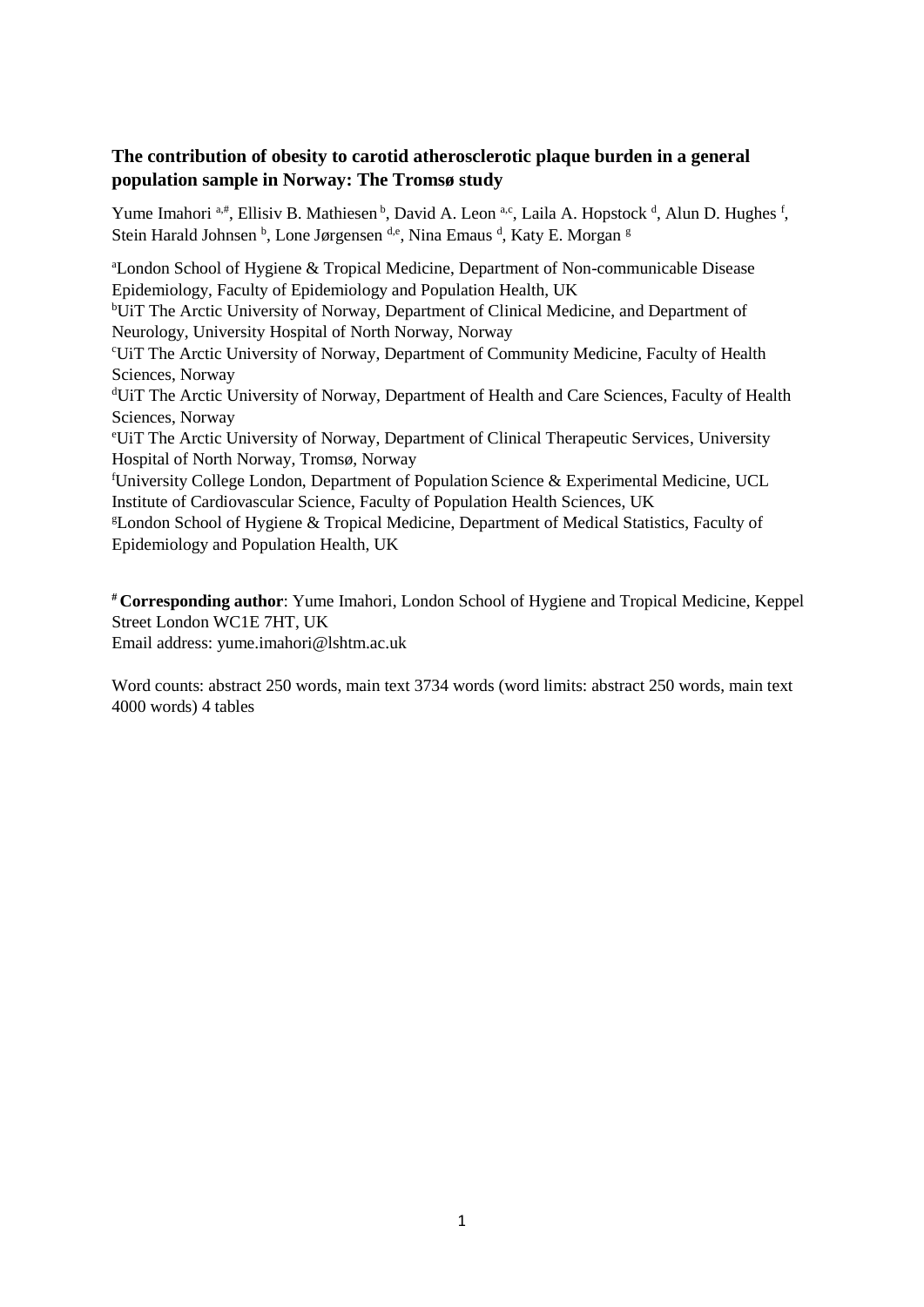**The contribution of obesity to carotid atherosclerotic plaque burden in a general population sample in Norway: The Tromsø study**

Yume Imahori [a,#], Ellisiv B. Mathiesen [b], David A. Leon [a,c], Laila A. Hopstock [d], Alun D. Hughes [f], Stein Harald Johnsen [b], Lone Jørgensen [d,e], Nina Emaus [d], Katy E. Morgan [g]

[a]London School of Hygiene & Tropical Medicine, Department of Non-communicable Disease Epidemiology, Faculty of Epidemiology and Population Health, UK
[b]UiT The Arctic University of Norway, Department of Clinical Medicine, and Department of Neurology, University Hospital of North Norway, Norway
[c]UiT The Arctic University of Norway, Department of Community Medicine, Faculty of Health Sciences, Norway
[d]UiT The Arctic University of Norway, Department of Health and Care Sciences, Faculty of Health Sciences, Norway
[e]UiT The Arctic University of Norway, Department of Clinical Therapeutic Services, University Hospital of North Norway, Tromsø, Norway
[f]University College London, Department of Population Science & Experimental Medicine, UCL Institute of Cardiovascular Science, Faculty of Population Health Sciences, UK
[g]London School of Hygiene & Tropical Medicine, Department of Medical Statistics, Faculty of Epidemiology and Population Health, UK

[#] **Corresponding author**: Yume Imahori, London School of Hygiene and Tropical Medicine, Keppel Street London WC1E 7HT, UK
Email address: yume.imahori@lshtm.ac.uk

Word counts: abstract 250 words, main text 3734 words (word limits: abstract 250 words, main text 4000 words) 4 tables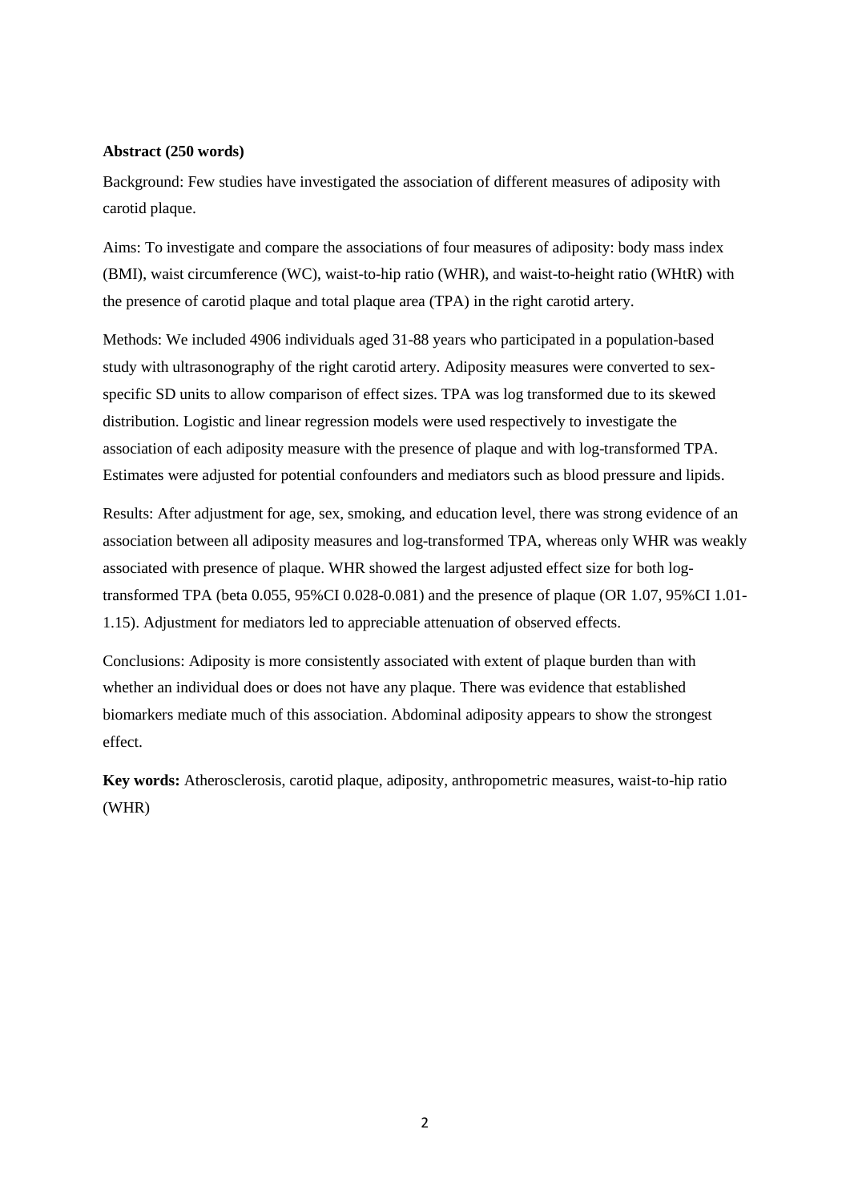**Abstract (250 words)**

Background: Few studies have investigated the association of different measures of adiposity with carotid plaque.

Aims: To investigate and compare the associations of four measures of adiposity: body mass index (BMI), waist circumference (WC), waist-to-hip ratio (WHR), and waist-to-height ratio (WHtR) with the presence of carotid plaque and total plaque area (TPA) in the right carotid artery.

Methods: We included 4906 individuals aged 31-88 years who participated in a population-based study with ultrasonography of the right carotid artery. Adiposity measures were converted to sex-specific SD units to allow comparison of effect sizes. TPA was log transformed due to its skewed distribution. Logistic and linear regression models were used respectively to investigate the association of each adiposity measure with the presence of plaque and with log-transformed TPA. Estimates were adjusted for potential confounders and mediators such as blood pressure and lipids.

Results: After adjustment for age, sex, smoking, and education level, there was strong evidence of an association between all adiposity measures and log-transformed TPA, whereas only WHR was weakly associated with presence of plaque. WHR showed the largest adjusted effect size for both log-transformed TPA (beta 0.055, 95%CI 0.028-0.081) and the presence of plaque (OR 1.07, 95%CI 1.01-1.15). Adjustment for mediators led to appreciable attenuation of observed effects.

Conclusions: Adiposity is more consistently associated with extent of plaque burden than with whether an individual does or does not have any plaque. There was evidence that established biomarkers mediate much of this association. Abdominal adiposity appears to show the strongest effect.

**Key words:** Atherosclerosis, carotid plaque, adiposity, anthropometric measures, waist-to-hip ratio (WHR)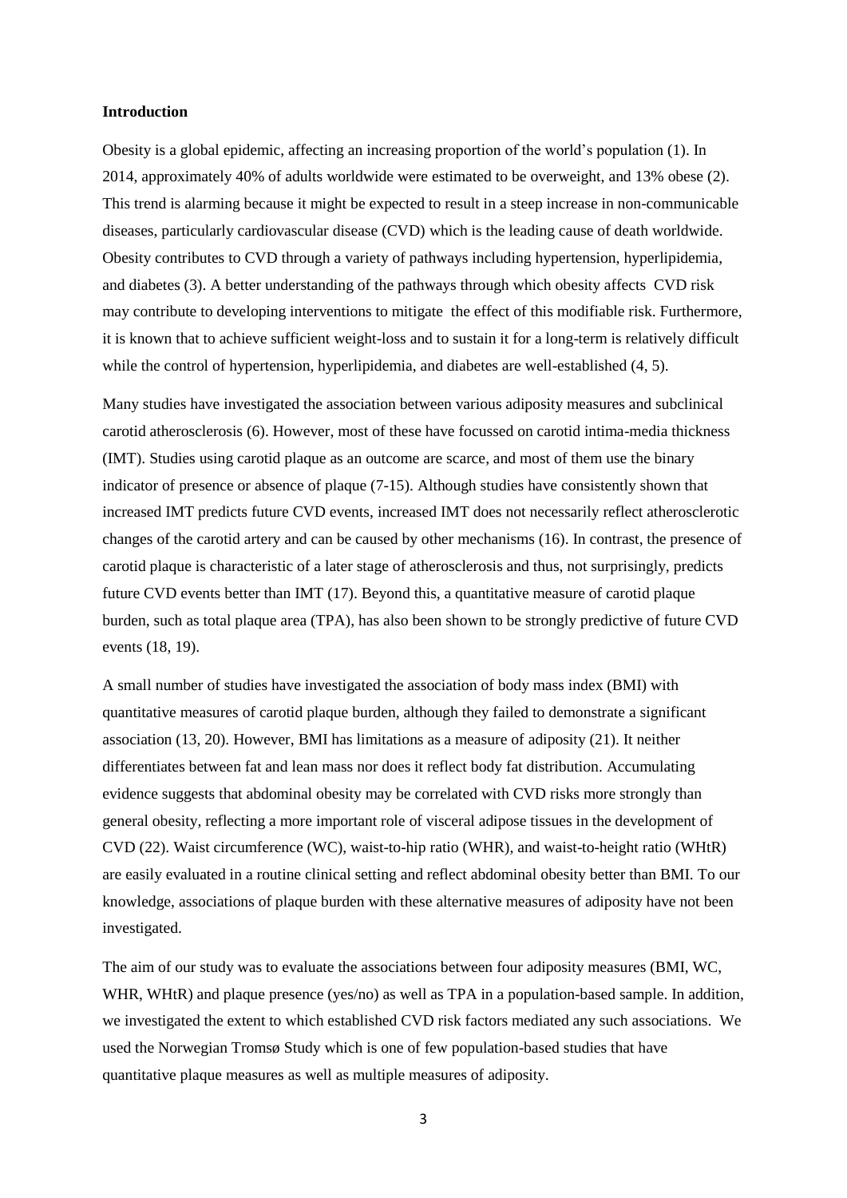## Introduction

Obesity is a global epidemic, affecting an increasing proportion of the world's population (1). In 2014, approximately 40% of adults worldwide were estimated to be overweight, and 13% obese (2). This trend is alarming because it might be expected to result in a steep increase in non-communicable diseases, particularly cardiovascular disease (CVD) which is the leading cause of death worldwide. Obesity contributes to CVD through a variety of pathways including hypertension, hyperlipidemia, and diabetes (3). A better understanding of the pathways through which obesity affects CVD risk may contribute to developing interventions to mitigate the effect of this modifiable risk. Furthermore, it is known that to achieve sufficient weight-loss and to sustain it for a long-term is relatively difficult while the control of hypertension, hyperlipidemia, and diabetes are well-established (4, 5).

Many studies have investigated the association between various adiposity measures and subclinical carotid atherosclerosis (6). However, most of these have focussed on carotid intima-media thickness (IMT). Studies using carotid plaque as an outcome are scarce, and most of them use the binary indicator of presence or absence of plaque (7-15). Although studies have consistently shown that increased IMT predicts future CVD events, increased IMT does not necessarily reflect atherosclerotic changes of the carotid artery and can be caused by other mechanisms (16). In contrast, the presence of carotid plaque is characteristic of a later stage of atherosclerosis and thus, not surprisingly, predicts future CVD events better than IMT (17). Beyond this, a quantitative measure of carotid plaque burden, such as total plaque area (TPA), has also been shown to be strongly predictive of future CVD events (18, 19).

A small number of studies have investigated the association of body mass index (BMI) with quantitative measures of carotid plaque burden, although they failed to demonstrate a significant association (13, 20). However, BMI has limitations as a measure of adiposity (21). It neither differentiates between fat and lean mass nor does it reflect body fat distribution. Accumulating evidence suggests that abdominal obesity may be correlated with CVD risks more strongly than general obesity, reflecting a more important role of visceral adipose tissues in the development of CVD (22). Waist circumference (WC), waist-to-hip ratio (WHR), and waist-to-height ratio (WHtR) are easily evaluated in a routine clinical setting and reflect abdominal obesity better than BMI. To our knowledge, associations of plaque burden with these alternative measures of adiposity have not been investigated.

The aim of our study was to evaluate the associations between four adiposity measures (BMI, WC, WHR, WHtR) and plaque presence (yes/no) as well as TPA in a population-based sample. In addition, we investigated the extent to which established CVD risk factors mediated any such associations. We used the Norwegian Tromsø Study which is one of few population-based studies that have quantitative plaque measures as well as multiple measures of adiposity.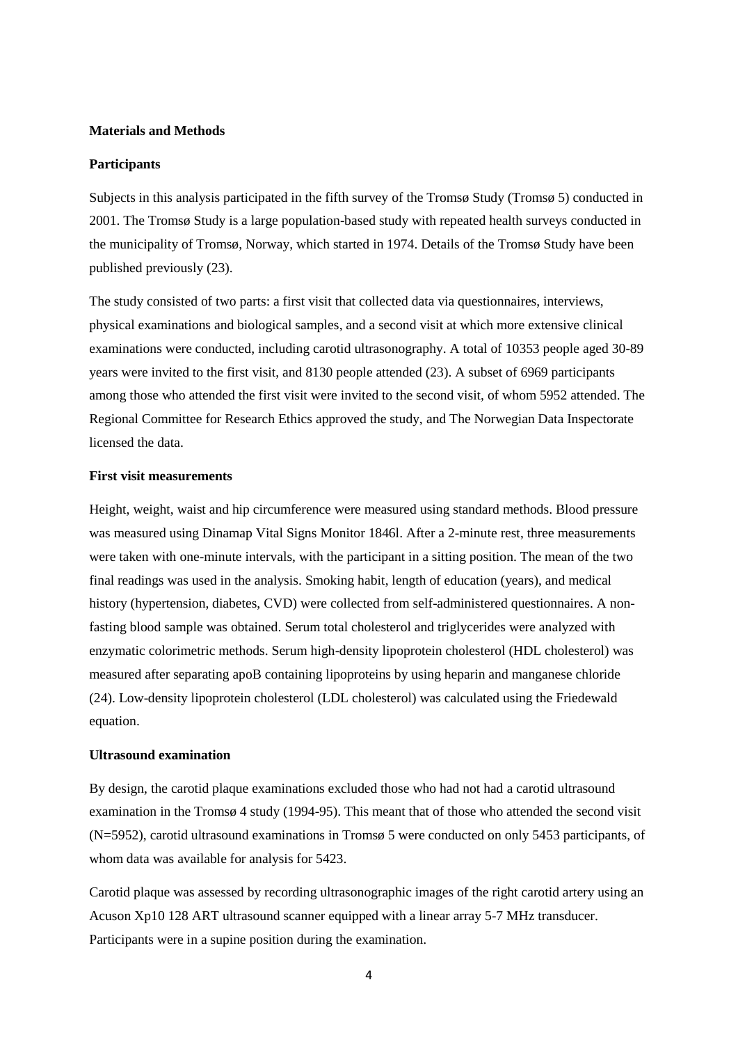## Materials and Methods

### Participants

Subjects in this analysis participated in the fifth survey of the Tromsø Study (Tromsø 5) conducted in 2001. The Tromsø Study is a large population-based study with repeated health surveys conducted in the municipality of Tromsø, Norway, which started in 1974. Details of the Tromsø Study have been published previously (23).

The study consisted of two parts: a first visit that collected data via questionnaires, interviews, physical examinations and biological samples, and a second visit at which more extensive clinical examinations were conducted, including carotid ultrasonography. A total of 10353 people aged 30-89 years were invited to the first visit, and 8130 people attended (23). A subset of 6969 participants among those who attended the first visit were invited to the second visit, of whom 5952 attended. The Regional Committee for Research Ethics approved the study, and The Norwegian Data Inspectorate licensed the data.

### First visit measurements

Height, weight, waist and hip circumference were measured using standard methods. Blood pressure was measured using Dinamap Vital Signs Monitor 1846l. After a 2-minute rest, three measurements were taken with one-minute intervals, with the participant in a sitting position. The mean of the two final readings was used in the analysis. Smoking habit, length of education (years), and medical history (hypertension, diabetes, CVD) were collected from self-administered questionnaires. A non-fasting blood sample was obtained. Serum total cholesterol and triglycerides were analyzed with enzymatic colorimetric methods. Serum high-density lipoprotein cholesterol (HDL cholesterol) was measured after separating apoB containing lipoproteins by using heparin and manganese chloride (24). Low-density lipoprotein cholesterol (LDL cholesterol) was calculated using the Friedewald equation.

### Ultrasound examination

By design, the carotid plaque examinations excluded those who had not had a carotid ultrasound examination in the Tromsø 4 study (1994-95). This meant that of those who attended the second visit (N=5952), carotid ultrasound examinations in Tromsø 5 were conducted on only 5453 participants, of whom data was available for analysis for 5423.

Carotid plaque was assessed by recording ultrasonographic images of the right carotid artery using an Acuson Xp10 128 ART ultrasound scanner equipped with a linear array 5-7 MHz transducer. Participants were in a supine position during the examination.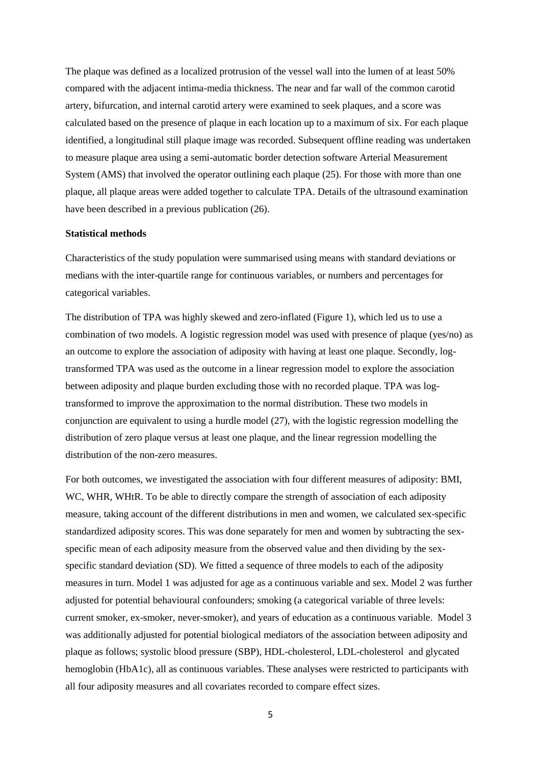The plaque was defined as a localized protrusion of the vessel wall into the lumen of at least 50% compared with the adjacent intima-media thickness. The near and far wall of the common carotid artery, bifurcation, and internal carotid artery were examined to seek plaques, and a score was calculated based on the presence of plaque in each location up to a maximum of six. For each plaque identified, a longitudinal still plaque image was recorded. Subsequent offline reading was undertaken to measure plaque area using a semi-automatic border detection software Arterial Measurement System (AMS) that involved the operator outlining each plaque (25). For those with more than one plaque, all plaque areas were added together to calculate TPA. Details of the ultrasound examination have been described in a previous publication (26).

**Statistical methods**

Characteristics of the study population were summarised using means with standard deviations or medians with the inter-quartile range for continuous variables, or numbers and percentages for categorical variables.

The distribution of TPA was highly skewed and zero-inflated (Figure 1), which led us to use a combination of two models. A logistic regression model was used with presence of plaque (yes/no) as an outcome to explore the association of adiposity with having at least one plaque. Secondly, log-transformed TPA was used as the outcome in a linear regression model to explore the association between adiposity and plaque burden excluding those with no recorded plaque. TPA was log-transformed to improve the approximation to the normal distribution. These two models in conjunction are equivalent to using a hurdle model (27), with the logistic regression modelling the distribution of zero plaque versus at least one plaque, and the linear regression modelling the distribution of the non-zero measures.

For both outcomes, we investigated the association with four different measures of adiposity: BMI, WC, WHR, WHtR. To be able to directly compare the strength of association of each adiposity measure, taking account of the different distributions in men and women, we calculated sex-specific standardized adiposity scores. This was done separately for men and women by subtracting the sex-specific mean of each adiposity measure from the observed value and then dividing by the sex-specific standard deviation (SD). We fitted a sequence of three models to each of the adiposity measures in turn. Model 1 was adjusted for age as a continuous variable and sex. Model 2 was further adjusted for potential behavioural confounders; smoking (a categorical variable of three levels: current smoker, ex-smoker, never-smoker), and years of education as a continuous variable. Model 3 was additionally adjusted for potential biological mediators of the association between adiposity and plaque as follows; systolic blood pressure (SBP), HDL-cholesterol, LDL-cholesterol and glycated hemoglobin (HbA1c), all as continuous variables. These analyses were restricted to participants with all four adiposity measures and all covariates recorded to compare effect sizes.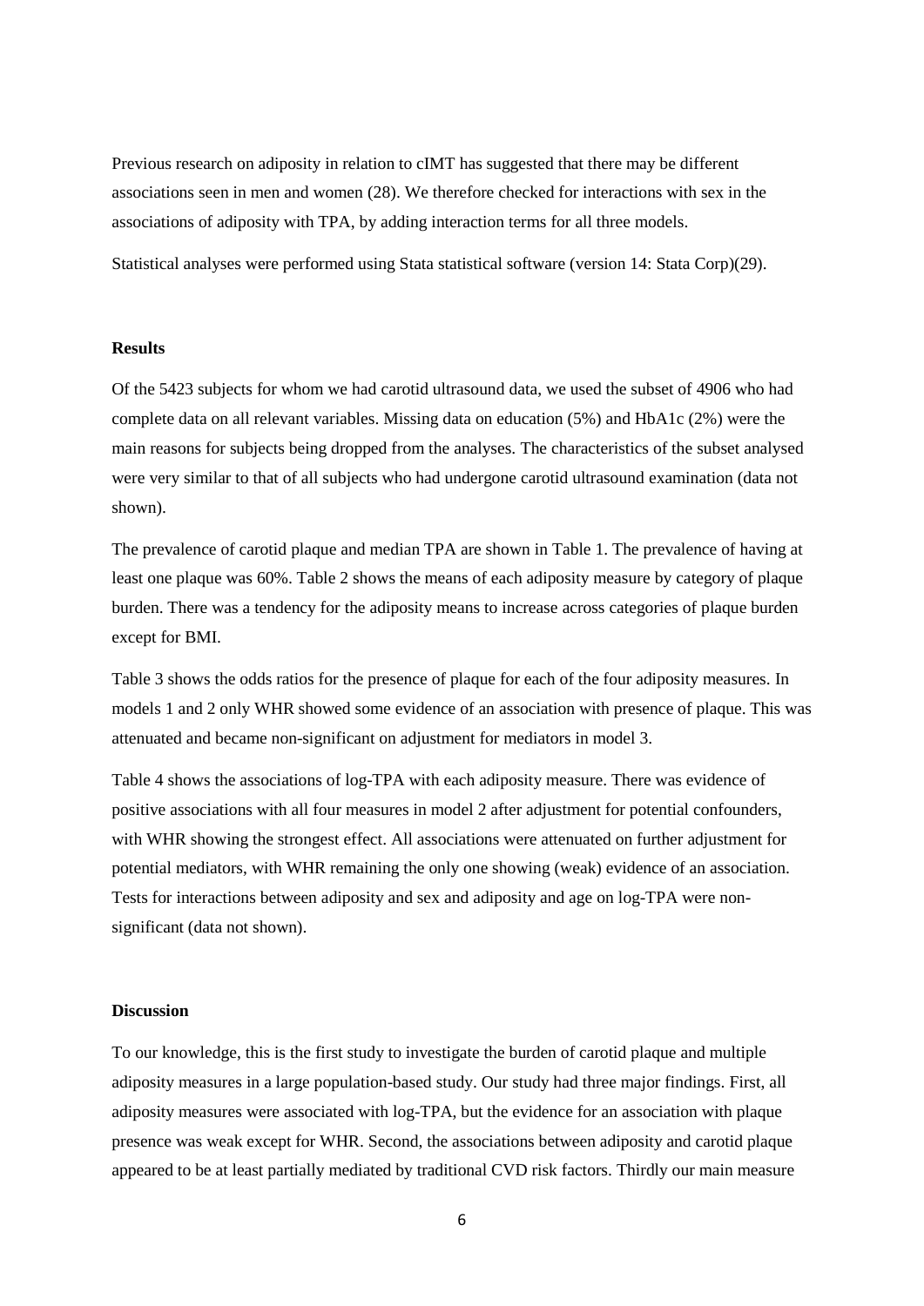Previous research on adiposity in relation to cIMT has suggested that there may be different associations seen in men and women (28). We therefore checked for interactions with sex in the associations of adiposity with TPA, by adding interaction terms for all three models.

Statistical analyses were performed using Stata statistical software (version 14: Stata Corp)(29).

## Results

Of the 5423 subjects for whom we had carotid ultrasound data, we used the subset of 4906 who had complete data on all relevant variables. Missing data on education (5%) and HbA1c (2%) were the main reasons for subjects being dropped from the analyses. The characteristics of the subset analysed were very similar to that of all subjects who had undergone carotid ultrasound examination (data not shown).

The prevalence of carotid plaque and median TPA are shown in Table 1. The prevalence of having at least one plaque was 60%. Table 2 shows the means of each adiposity measure by category of plaque burden. There was a tendency for the adiposity means to increase across categories of plaque burden except for BMI.

Table 3 shows the odds ratios for the presence of plaque for each of the four adiposity measures. In models 1 and 2 only WHR showed some evidence of an association with presence of plaque. This was attenuated and became non-significant on adjustment for mediators in model 3.

Table 4 shows the associations of log-TPA with each adiposity measure. There was evidence of positive associations with all four measures in model 2 after adjustment for potential confounders, with WHR showing the strongest effect. All associations were attenuated on further adjustment for potential mediators, with WHR remaining the only one showing (weak) evidence of an association. Tests for interactions between adiposity and sex and adiposity and age on log-TPA were non-significant (data not shown).

## Discussion

To our knowledge, this is the first study to investigate the burden of carotid plaque and multiple adiposity measures in a large population-based study. Our study had three major findings. First, all adiposity measures were associated with log-TPA, but the evidence for an association with plaque presence was weak except for WHR. Second, the associations between adiposity and carotid plaque appeared to be at least partially mediated by traditional CVD risk factors. Thirdly our main measure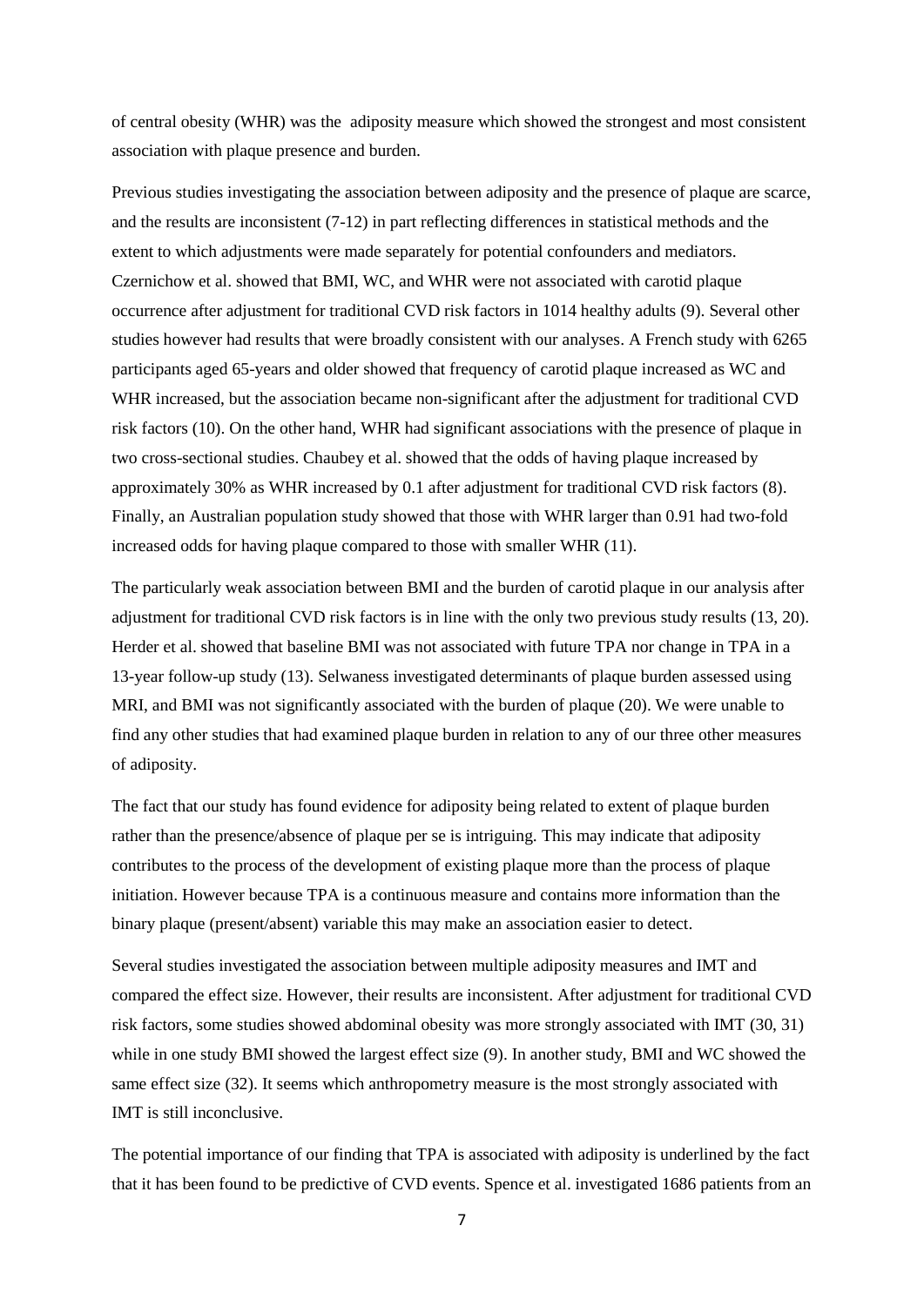of central obesity (WHR) was the adiposity measure which showed the strongest and most consistent association with plaque presence and burden.

Previous studies investigating the association between adiposity and the presence of plaque are scarce, and the results are inconsistent (7-12) in part reflecting differences in statistical methods and the extent to which adjustments were made separately for potential confounders and mediators. Czernichow et al. showed that BMI, WC, and WHR were not associated with carotid plaque occurrence after adjustment for traditional CVD risk factors in 1014 healthy adults (9). Several other studies however had results that were broadly consistent with our analyses. A French study with 6265 participants aged 65-years and older showed that frequency of carotid plaque increased as WC and WHR increased, but the association became non-significant after the adjustment for traditional CVD risk factors (10). On the other hand, WHR had significant associations with the presence of plaque in two cross-sectional studies. Chaubey et al. showed that the odds of having plaque increased by approximately 30% as WHR increased by 0.1 after adjustment for traditional CVD risk factors (8). Finally, an Australian population study showed that those with WHR larger than 0.91 had two-fold increased odds for having plaque compared to those with smaller WHR (11).

The particularly weak association between BMI and the burden of carotid plaque in our analysis after adjustment for traditional CVD risk factors is in line with the only two previous study results (13, 20). Herder et al. showed that baseline BMI was not associated with future TPA nor change in TPA in a 13-year follow-up study (13). Selwaness investigated determinants of plaque burden assessed using MRI, and BMI was not significantly associated with the burden of plaque (20). We were unable to find any other studies that had examined plaque burden in relation to any of our three other measures of adiposity.

The fact that our study has found evidence for adiposity being related to extent of plaque burden rather than the presence/absence of plaque per se is intriguing. This may indicate that adiposity contributes to the process of the development of existing plaque more than the process of plaque initiation. However because TPA is a continuous measure and contains more information than the binary plaque (present/absent) variable this may make an association easier to detect.

Several studies investigated the association between multiple adiposity measures and IMT and compared the effect size. However, their results are inconsistent. After adjustment for traditional CVD risk factors, some studies showed abdominal obesity was more strongly associated with IMT (30, 31) while in one study BMI showed the largest effect size (9). In another study, BMI and WC showed the same effect size (32). It seems which anthropometry measure is the most strongly associated with IMT is still inconclusive.

The potential importance of our finding that TPA is associated with adiposity is underlined by the fact that it has been found to be predictive of CVD events. Spence et al. investigated 1686 patients from an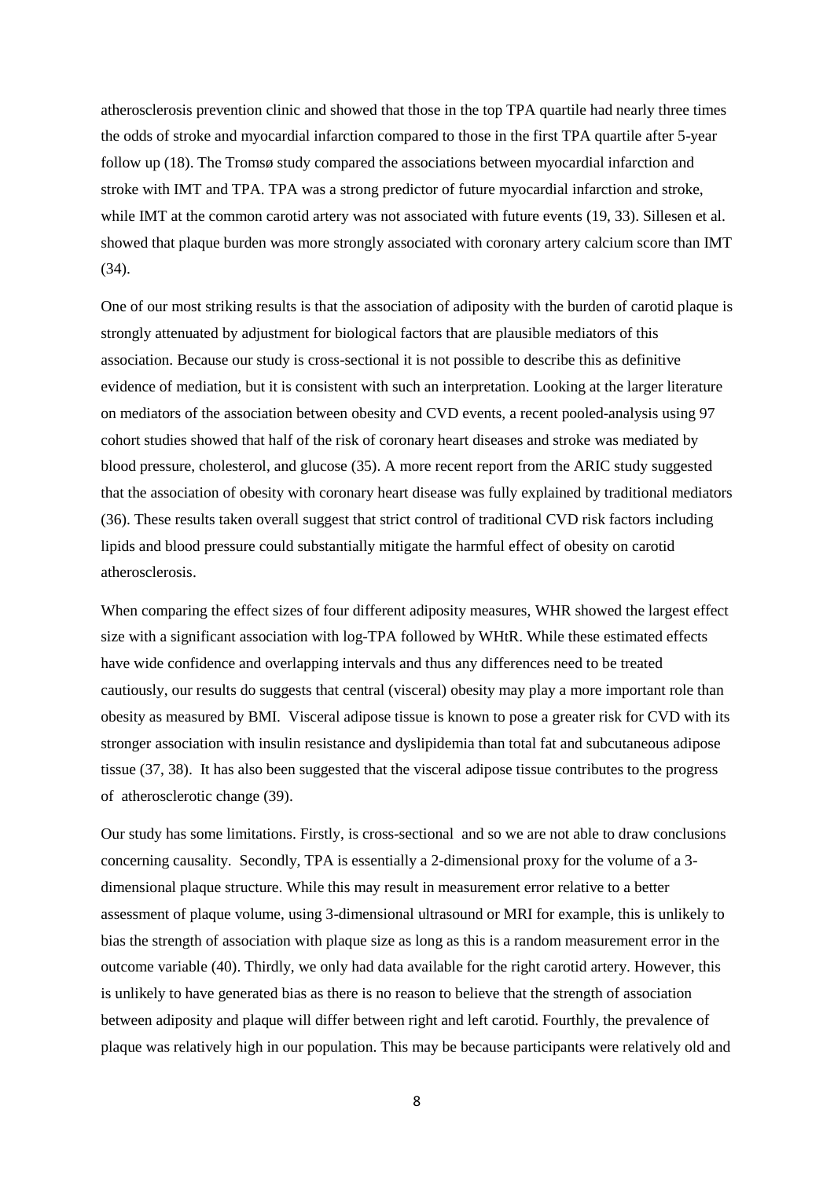atherosclerosis prevention clinic and showed that those in the top TPA quartile had nearly three times the odds of stroke and myocardial infarction compared to those in the first TPA quartile after 5-year follow up (18). The Tromsø study compared the associations between myocardial infarction and stroke with IMT and TPA. TPA was a strong predictor of future myocardial infarction and stroke, while IMT at the common carotid artery was not associated with future events (19, 33). Sillesen et al. showed that plaque burden was more strongly associated with coronary artery calcium score than IMT (34).

One of our most striking results is that the association of adiposity with the burden of carotid plaque is strongly attenuated by adjustment for biological factors that are plausible mediators of this association. Because our study is cross-sectional it is not possible to describe this as definitive evidence of mediation, but it is consistent with such an interpretation. Looking at the larger literature on mediators of the association between obesity and CVD events, a recent pooled-analysis using 97 cohort studies showed that half of the risk of coronary heart diseases and stroke was mediated by blood pressure, cholesterol, and glucose (35). A more recent report from the ARIC study suggested that the association of obesity with coronary heart disease was fully explained by traditional mediators (36). These results taken overall suggest that strict control of traditional CVD risk factors including lipids and blood pressure could substantially mitigate the harmful effect of obesity on carotid atherosclerosis.

When comparing the effect sizes of four different adiposity measures, WHR showed the largest effect size with a significant association with log-TPA followed by WHtR. While these estimated effects have wide confidence and overlapping intervals and thus any differences need to be treated cautiously, our results do suggests that central (visceral) obesity may play a more important role than obesity as measured by BMI. Visceral adipose tissue is known to pose a greater risk for CVD with its stronger association with insulin resistance and dyslipidemia than total fat and subcutaneous adipose tissue (37, 38). It has also been suggested that the visceral adipose tissue contributes to the progress of atherosclerotic change (39).

Our study has some limitations. Firstly, is cross-sectional and so we are not able to draw conclusions concerning causality. Secondly, TPA is essentially a 2-dimensional proxy for the volume of a 3-dimensional plaque structure. While this may result in measurement error relative to a better assessment of plaque volume, using 3-dimensional ultrasound or MRI for example, this is unlikely to bias the strength of association with plaque size as long as this is a random measurement error in the outcome variable (40). Thirdly, we only had data available for the right carotid artery. However, this is unlikely to have generated bias as there is no reason to believe that the strength of association between adiposity and plaque will differ between right and left carotid. Fourthly, the prevalence of plaque was relatively high in our population. This may be because participants were relatively old and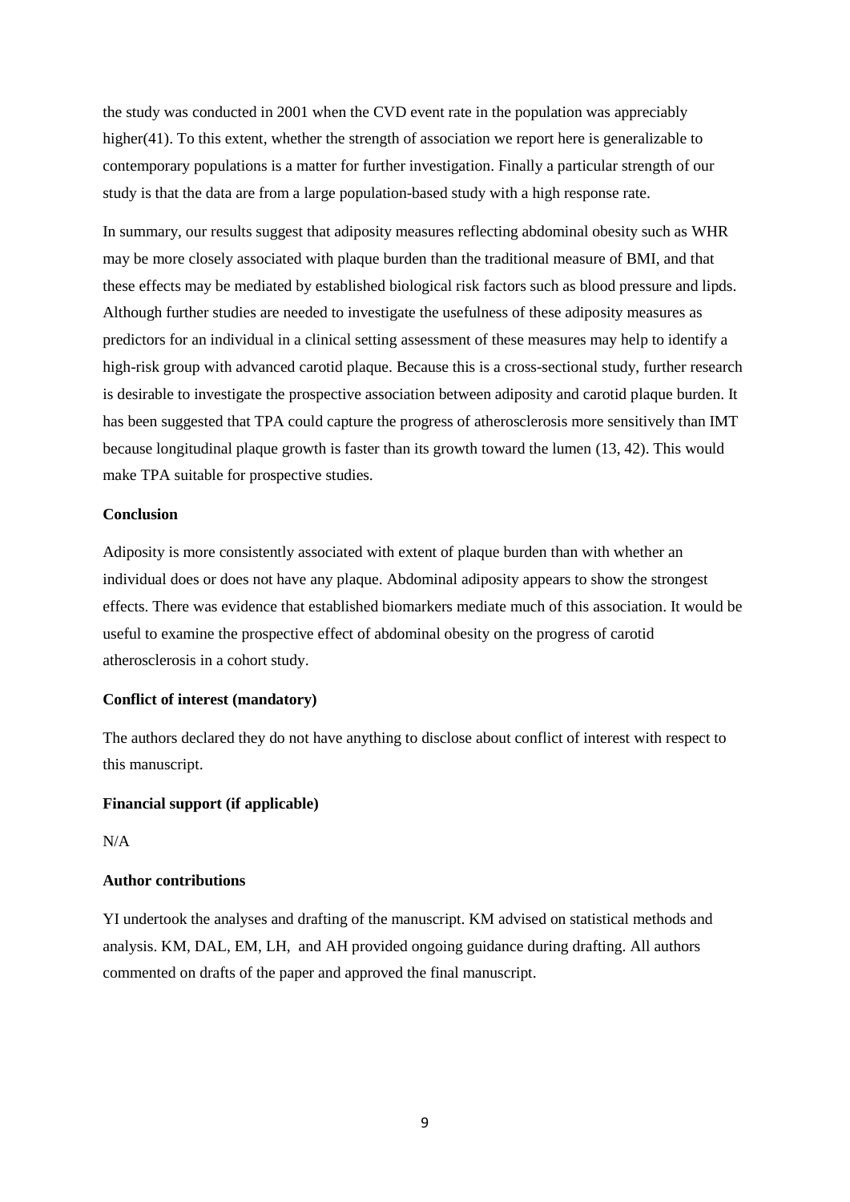the study was conducted in 2001 when the CVD event rate in the population was appreciably higher(41). To this extent, whether the strength of association we report here is generalizable to contemporary populations is a matter for further investigation. Finally a particular strength of our study is that the data are from a large population-based study with a high response rate.

In summary, our results suggest that adiposity measures reflecting abdominal obesity such as WHR may be more closely associated with plaque burden than the traditional measure of BMI, and that these effects may be mediated by established biological risk factors such as blood pressure and lipds. Although further studies are needed to investigate the usefulness of these adiposity measures as predictors for an individual in a clinical setting assessment of these measures may help to identify a high-risk group with advanced carotid plaque. Because this is a cross-sectional study, further research is desirable to investigate the prospective association between adiposity and carotid plaque burden. It has been suggested that TPA could capture the progress of atherosclerosis more sensitively than IMT because longitudinal plaque growth is faster than its growth toward the lumen (13, 42). This would make TPA suitable for prospective studies.

**Conclusion**

Adiposity is more consistently associated with extent of plaque burden than with whether an individual does or does not have any plaque. Abdominal adiposity appears to show the strongest effects. There was evidence that established biomarkers mediate much of this association. It would be useful to examine the prospective effect of abdominal obesity on the progress of carotid atherosclerosis in a cohort study.

**Conflict of interest (mandatory)**

The authors declared they do not have anything to disclose about conflict of interest with respect to this manuscript.

**Financial support (if applicable)**

N/A

**Author contributions**

YI undertook the analyses and drafting of the manuscript. KM advised on statistical methods and analysis. KM, DAL, EM, LH, and AH provided ongoing guidance during drafting. All authors commented on drafts of the paper and approved the final manuscript.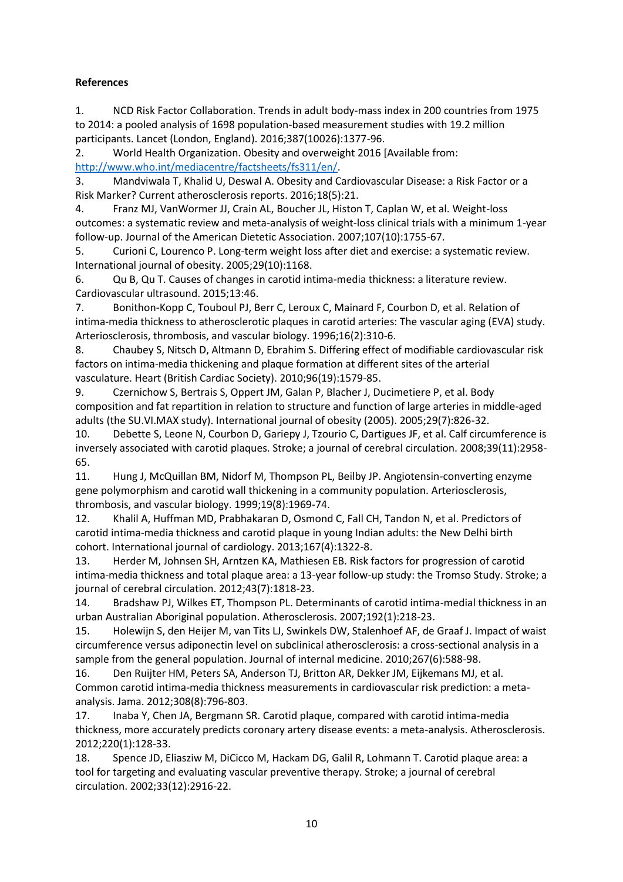**References**

1. NCD Risk Factor Collaboration. Trends in adult body-mass index in 200 countries from 1975 to 2014: a pooled analysis of 1698 population-based measurement studies with 19.2 million participants. Lancet (London, England). 2016;387(10026):1377-96.
2. World Health Organization. Obesity and overweight 2016 [Available from: http://www.who.int/mediacentre/factsheets/fs311/en/.
3. Mandviwala T, Khalid U, Deswal A. Obesity and Cardiovascular Disease: a Risk Factor or a Risk Marker? Current atherosclerosis reports. 2016;18(5):21.
4. Franz MJ, VanWormer JJ, Crain AL, Boucher JL, Histon T, Caplan W, et al. Weight-loss outcomes: a systematic review and meta-analysis of weight-loss clinical trials with a minimum 1-year follow-up. Journal of the American Dietetic Association. 2007;107(10):1755-67.
5. Curioni C, Lourenco P. Long-term weight loss after diet and exercise: a systematic review. International journal of obesity. 2005;29(10):1168.
6. Qu B, Qu T. Causes of changes in carotid intima-media thickness: a literature review. Cardiovascular ultrasound. 2015;13:46.
7. Bonithon-Kopp C, Touboul PJ, Berr C, Leroux C, Mainard F, Courbon D, et al. Relation of intima-media thickness to atherosclerotic plaques in carotid arteries: The vascular aging (EVA) study. Arteriosclerosis, thrombosis, and vascular biology. 1996;16(2):310-6.
8. Chaubey S, Nitsch D, Altmann D, Ebrahim S. Differing effect of modifiable cardiovascular risk factors on intima-media thickening and plaque formation at different sites of the arterial vasculature. Heart (British Cardiac Society). 2010;96(19):1579-85.
9. Czernichow S, Bertrais S, Oppert JM, Galan P, Blacher J, Ducimetiere P, et al. Body composition and fat repartition in relation to structure and function of large arteries in middle-aged adults (the SU.VI.MAX study). International journal of obesity (2005). 2005;29(7):826-32.
10. Debette S, Leone N, Courbon D, Gariepy J, Tzourio C, Dartigues JF, et al. Calf circumference is inversely associated with carotid plaques. Stroke; a journal of cerebral circulation. 2008;39(11):2958-65.
11. Hung J, McQuillan BM, Nidorf M, Thompson PL, Beilby JP. Angiotensin-converting enzyme gene polymorphism and carotid wall thickening in a community population. Arteriosclerosis, thrombosis, and vascular biology. 1999;19(8):1969-74.
12. Khalil A, Huffman MD, Prabhakaran D, Osmond C, Fall CH, Tandon N, et al. Predictors of carotid intima-media thickness and carotid plaque in young Indian adults: the New Delhi birth cohort. International journal of cardiology. 2013;167(4):1322-8.
13. Herder M, Johnsen SH, Arntzen KA, Mathiesen EB. Risk factors for progression of carotid intima-media thickness and total plaque area: a 13-year follow-up study: the Tromso Study. Stroke; a journal of cerebral circulation. 2012;43(7):1818-23.
14. Bradshaw PJ, Wilkes ET, Thompson PL. Determinants of carotid intima-medial thickness in an urban Australian Aboriginal population. Atherosclerosis. 2007;192(1):218-23.
15. Holewijn S, den Heijer M, van Tits LJ, Swinkels DW, Stalenhoef AF, de Graaf J. Impact of waist circumference versus adiponectin level on subclinical atherosclerosis: a cross-sectional analysis in a sample from the general population. Journal of internal medicine. 2010;267(6):588-98.
16. Den Ruijter HM, Peters SA, Anderson TJ, Britton AR, Dekker JM, Eijkemans MJ, et al. Common carotid intima-media thickness measurements in cardiovascular risk prediction: a meta-analysis. Jama. 2012;308(8):796-803.
17. Inaba Y, Chen JA, Bergmann SR. Carotid plaque, compared with carotid intima-media thickness, more accurately predicts coronary artery disease events: a meta-analysis. Atherosclerosis. 2012;220(1):128-33.
18. Spence JD, Eliasziw M, DiCicco M, Hackam DG, Galil R, Lohmann T. Carotid plaque area: a tool for targeting and evaluating vascular preventive therapy. Stroke; a journal of cerebral circulation. 2002;33(12):2916-22.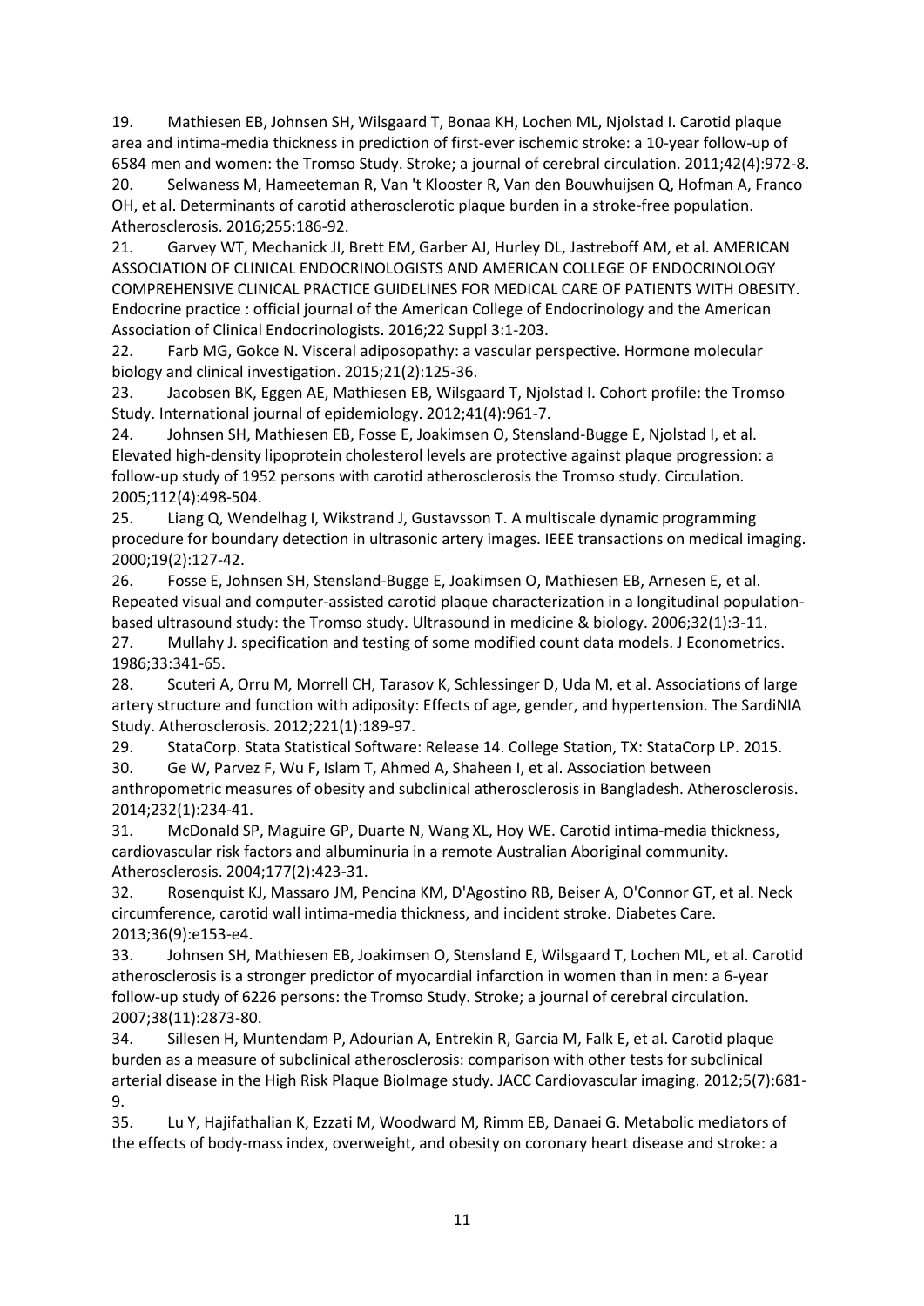19. Mathiesen EB, Johnsen SH, Wilsgaard T, Bonaa KH, Lochen ML, Njolstad I. Carotid plaque area and intima-media thickness in prediction of first-ever ischemic stroke: a 10-year follow-up of 6584 men and women: the Tromso Study. Stroke; a journal of cerebral circulation. 2011;42(4):972-8.
20. Selwaness M, Hameeteman R, Van 't Klooster R, Van den Bouwhuijsen Q, Hofman A, Franco OH, et al. Determinants of carotid atherosclerotic plaque burden in a stroke-free population. Atherosclerosis. 2016;255:186-92.
21. Garvey WT, Mechanick JI, Brett EM, Garber AJ, Hurley DL, Jastreboff AM, et al. AMERICAN ASSOCIATION OF CLINICAL ENDOCRINOLOGISTS AND AMERICAN COLLEGE OF ENDOCRINOLOGY COMPREHENSIVE CLINICAL PRACTICE GUIDELINES FOR MEDICAL CARE OF PATIENTS WITH OBESITY. Endocrine practice : official journal of the American College of Endocrinology and the American Association of Clinical Endocrinologists. 2016;22 Suppl 3:1-203.
22. Farb MG, Gokce N. Visceral adiposopathy: a vascular perspective. Hormone molecular biology and clinical investigation. 2015;21(2):125-36.
23. Jacobsen BK, Eggen AE, Mathiesen EB, Wilsgaard T, Njolstad I. Cohort profile: the Tromso Study. International journal of epidemiology. 2012;41(4):961-7.
24. Johnsen SH, Mathiesen EB, Fosse E, Joakimsen O, Stensland-Bugge E, Njolstad I, et al. Elevated high-density lipoprotein cholesterol levels are protective against plaque progression: a follow-up study of 1952 persons with carotid atherosclerosis the Tromso study. Circulation. 2005;112(4):498-504.
25. Liang Q, Wendelhag I, Wikstrand J, Gustavsson T. A multiscale dynamic programming procedure for boundary detection in ultrasonic artery images. IEEE transactions on medical imaging. 2000;19(2):127-42.
26. Fosse E, Johnsen SH, Stensland-Bugge E, Joakimsen O, Mathiesen EB, Arnesen E, et al. Repeated visual and computer-assisted carotid plaque characterization in a longitudinal population-based ultrasound study: the Tromso study. Ultrasound in medicine & biology. 2006;32(1):3-11.
27. Mullahy J. specification and testing of some modified count data models. J Econometrics. 1986;33:341-65.
28. Scuteri A, Orru M, Morrell CH, Tarasov K, Schlessinger D, Uda M, et al. Associations of large artery structure and function with adiposity: Effects of age, gender, and hypertension. The SardiNIA Study. Atherosclerosis. 2012;221(1):189-97.
29. StataCorp. Stata Statistical Software: Release 14. College Station, TX: StataCorp LP. 2015.
30. Ge W, Parvez F, Wu F, Islam T, Ahmed A, Shaheen I, et al. Association between anthropometric measures of obesity and subclinical atherosclerosis in Bangladesh. Atherosclerosis. 2014;232(1):234-41.
31. McDonald SP, Maguire GP, Duarte N, Wang XL, Hoy WE. Carotid intima-media thickness, cardiovascular risk factors and albuminuria in a remote Australian Aboriginal community. Atherosclerosis. 2004;177(2):423-31.
32. Rosenquist KJ, Massaro JM, Pencina KM, D'Agostino RB, Beiser A, O'Connor GT, et al. Neck circumference, carotid wall intima-media thickness, and incident stroke. Diabetes Care. 2013;36(9):e153-e4.
33. Johnsen SH, Mathiesen EB, Joakimsen O, Stensland E, Wilsgaard T, Lochen ML, et al. Carotid atherosclerosis is a stronger predictor of myocardial infarction in women than in men: a 6-year follow-up study of 6226 persons: the Tromso Study. Stroke; a journal of cerebral circulation. 2007;38(11):2873-80.
34. Sillesen H, Muntendam P, Adourian A, Entrekin R, Garcia M, Falk E, et al. Carotid plaque burden as a measure of subclinical atherosclerosis: comparison with other tests for subclinical arterial disease in the High Risk Plaque BioImage study. JACC Cardiovascular imaging. 2012;5(7):681-9.
35. Lu Y, Hajifathalian K, Ezzati M, Woodward M, Rimm EB, Danaei G. Metabolic mediators of the effects of body-mass index, overweight, and obesity on coronary heart disease and stroke: a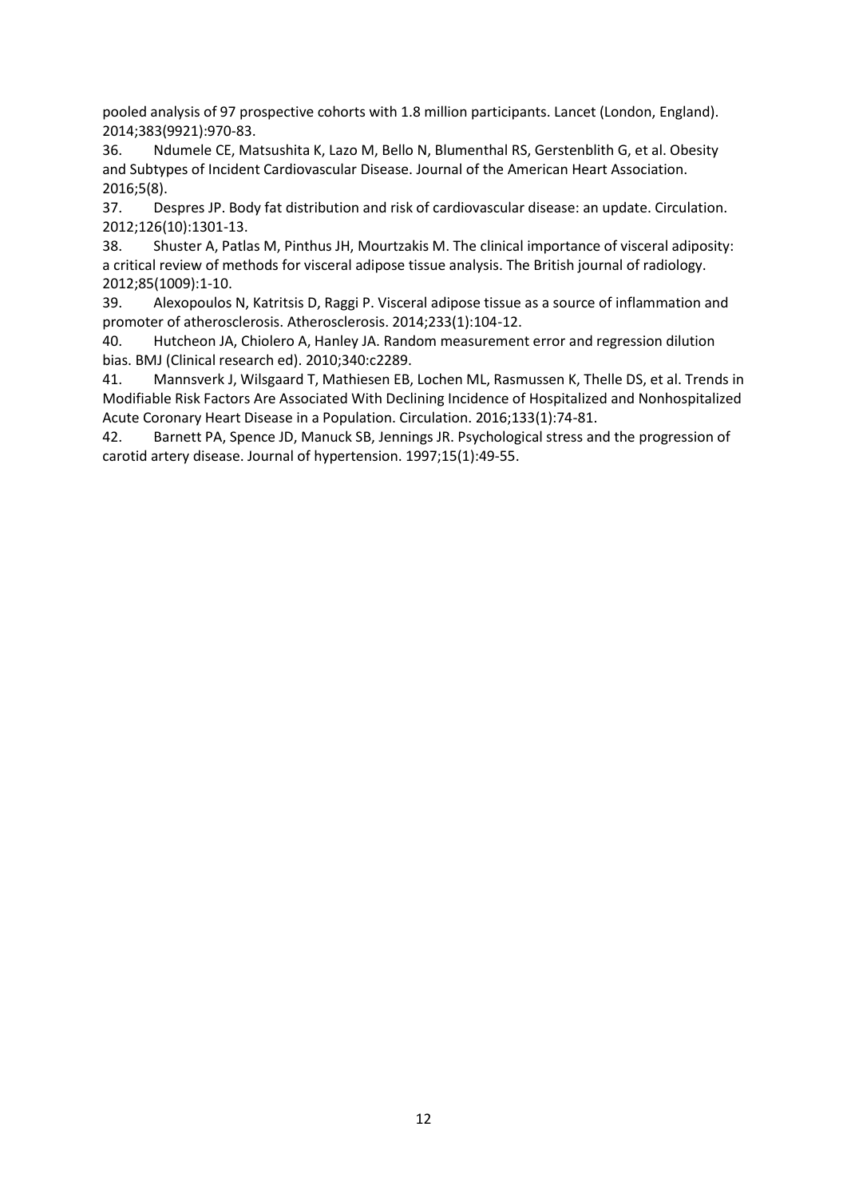pooled analysis of 97 prospective cohorts with 1.8 million participants. Lancet (London, England). 2014;383(9921):970-83.

36. Ndumele CE, Matsushita K, Lazo M, Bello N, Blumenthal RS, Gerstenblith G, et al. Obesity and Subtypes of Incident Cardiovascular Disease. Journal of the American Heart Association. 2016;5(8).

37. Despres JP. Body fat distribution and risk of cardiovascular disease: an update. Circulation. 2012;126(10):1301-13.

38. Shuster A, Patlas M, Pinthus JH, Mourtzakis M. The clinical importance of visceral adiposity: a critical review of methods for visceral adipose tissue analysis. The British journal of radiology. 2012;85(1009):1-10.

39. Alexopoulos N, Katritsis D, Raggi P. Visceral adipose tissue as a source of inflammation and promoter of atherosclerosis. Atherosclerosis. 2014;233(1):104-12.

40. Hutcheon JA, Chiolero A, Hanley JA. Random measurement error and regression dilution bias. BMJ (Clinical research ed). 2010;340:c2289.

41. Mannsverk J, Wilsgaard T, Mathiesen EB, Lochen ML, Rasmussen K, Thelle DS, et al. Trends in Modifiable Risk Factors Are Associated With Declining Incidence of Hospitalized and Nonhospitalized Acute Coronary Heart Disease in a Population. Circulation. 2016;133(1):74-81.

42. Barnett PA, Spence JD, Manuck SB, Jennings JR. Psychological stress and the progression of carotid artery disease. Journal of hypertension. 1997;15(1):49-55.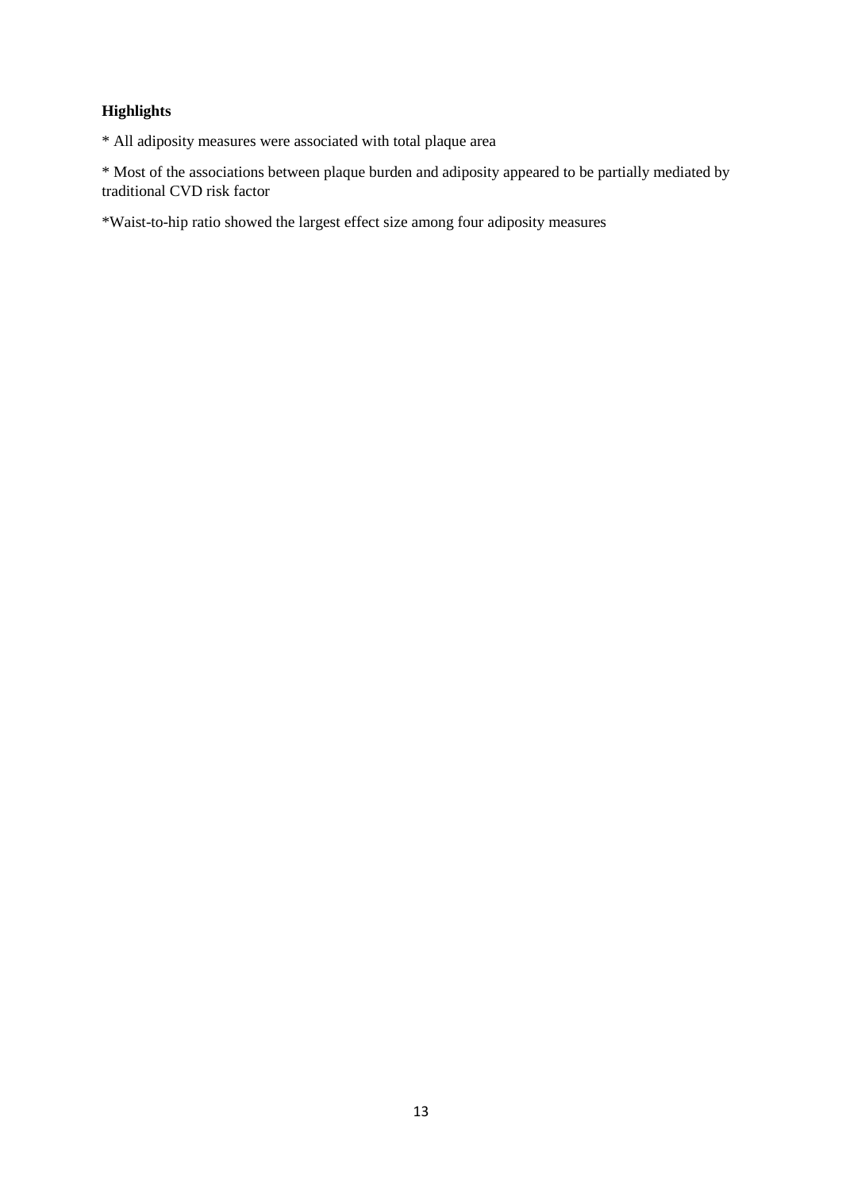**Highlights**

* All adiposity measures were associated with total plaque area

* Most of the associations between plaque burden and adiposity appeared to be partially mediated by traditional CVD risk factor

*Waist-to-hip ratio showed the largest effect size among four adiposity measures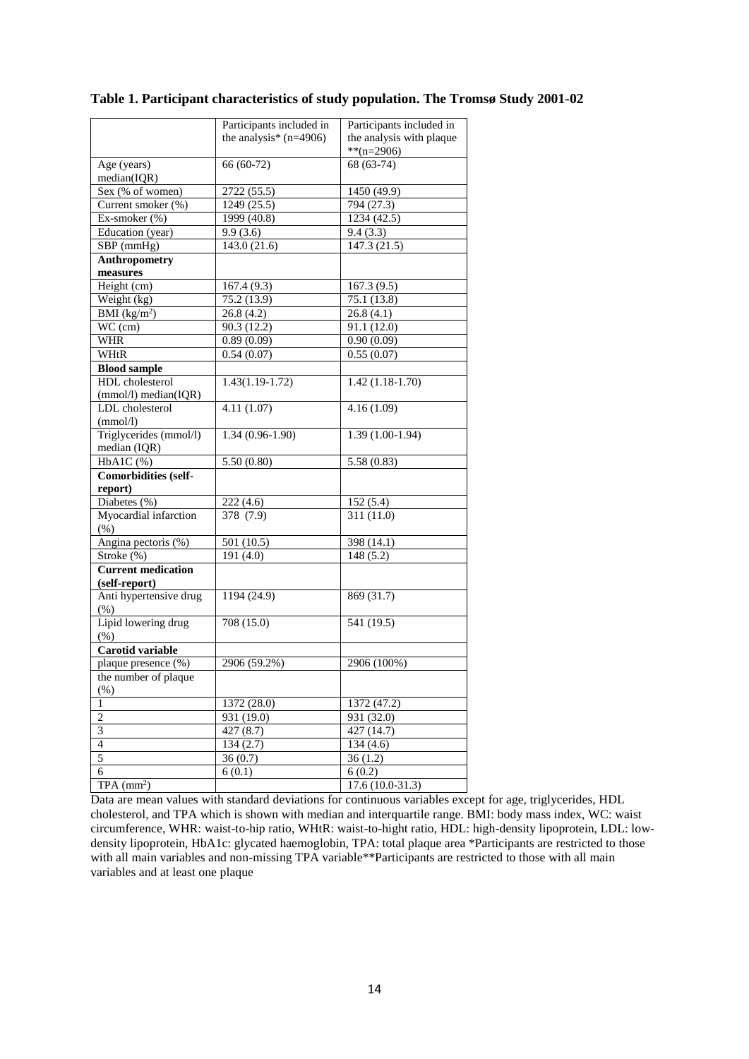**Table 1. Participant characteristics of study population. The Tromsø Study 2001-02**

| | Participants included in the analysis* (n=4906) | Participants included in the analysis with plaque **(n=2906) |
|---|---|---|
| Age (years) median(IQR) | 66 (60-72) | 68 (63-74) |
| Sex (% of women) | 2722 (55.5) | 1450 (49.9) |
| Current smoker (%) | 1249 (25.5) | 794 (27.3) |
| Ex-smoker (%) | 1999 (40.8) | 1234 (42.5) |
| Education (year) | 9.9 (3.6) | 9.4 (3.3) |
| SBP (mmHg) | 143.0 (21.6) | 147.3 (21.5) |
| **Anthropometry measures** | | |
| Height (cm) | 167.4 (9.3) | 167.3 (9.5) |
| Weight (kg) | 75.2 (13.9) | 75.1 (13.8) |
| BMI (kg/m$^2$) | 26.8 (4.2) | 26.8 (4.1) |
| WC (cm) | 90.3 (12.2) | 91.1 (12.0) |
| WHR | 0.89 (0.09) | 0.90 (0.09) |
| WHtR | 0.54 (0.07) | 0.55 (0.07) |
| **Blood sample** | | |
| HDL cholesterol (mmol/l) median(IQR) | 1.43(1.19-1.72) | 1.42 (1.18-1.70) |
| LDL cholesterol (mmol/l) | 4.11 (1.07) | 4.16 (1.09) |
| Triglycerides (mmol/l) median (IQR) | 1.34 (0.96-1.90) | 1.39 (1.00-1.94) |
| HbA1C (%) | 5.50 (0.80) | 5.58 (0.83) |
| **Comorbidities (self-report)** | | |
| Diabetes (%) | 222 (4.6) | 152 (5.4) |
| Myocardial infarction (%) | 378 (7.9) | 311 (11.0) |
| Angina pectoris (%) | 501 (10.5) | 398 (14.1) |
| Stroke (%) | 191 (4.0) | 148 (5.2) |
| **Current medication (self-report)** | | |
| Anti hypertensive drug (%) | 1194 (24.9) | 869 (31.7) |
| Lipid lowering drug (%) | 708 (15.0) | 541 (19.5) |
| **Carotid variable** | | |
| plaque presence (%) | 2906 (59.2%) | 2906 (100%) |
| the number of plaque (%) | | |
| 1 | 1372 (28.0) | 1372 (47.2) |
| 2 | 931 (19.0) | 931 (32.0) |
| 3 | 427 (8.7) | 427 (14.7) |
| 4 | 134 (2.7) | 134 (4.6) |
| 5 | 36 (0.7) | 36 (1.2) |
| 6 | 6 (0.1) | 6 (0.2) |
| TPA (mm$^2$) | | 17.6 (10.0-31.3) |

Data are mean values with standard deviations for continuous variables except for age, triglycerides, HDL cholesterol, and TPA which is shown with median and interquartile range. BMI: body mass index, WC: waist circumference, WHR: waist-to-hip ratio, WHtR: waist-to-hight ratio, HDL: high-density lipoprotein, LDL: low-density lipoprotein, HbA1c: glycated haemoglobin, TPA: total plaque area *Participants are restricted to those with all main variables and non-missing TPA variable**Participants are restricted to those with all main variables and at least one plaque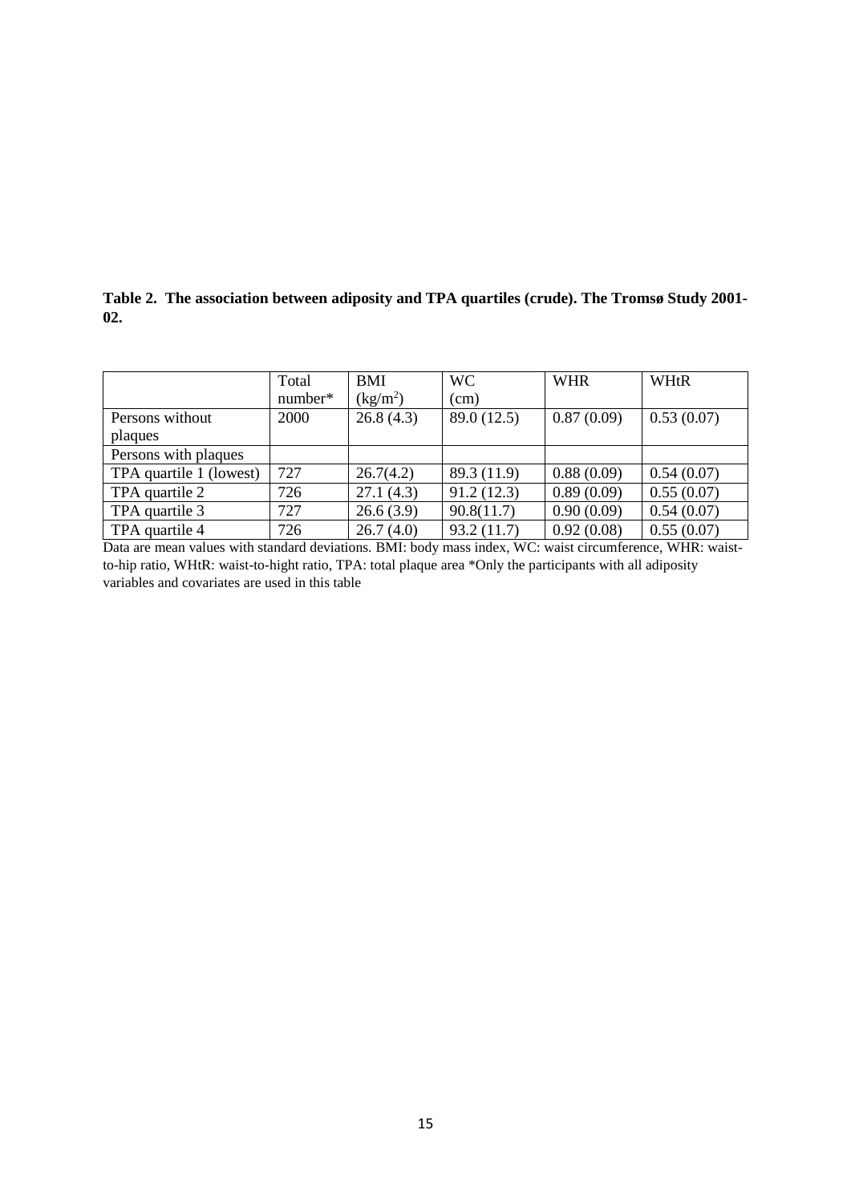**Table 2. The association between adiposity and TPA quartiles (crude). The Tromsø Study 2001-02.**

| | Total number* | BMI ($kg/m^2$) | WC (cm) | WHR | WHtR |
|---|---|---|---|---|---|
| Persons without plaques | 2000 | 26.8 (4.3) | 89.0 (12.5) | 0.87 (0.09) | 0.53 (0.07) |
| Persons with plaques | | | | | |
| TPA quartile 1 (lowest) | 727 | 26.7(4.2) | 89.3 (11.9) | 0.88 (0.09) | 0.54 (0.07) |
| TPA quartile 2 | 726 | 27.1 (4.3) | 91.2 (12.3) | 0.89 (0.09) | 0.55 (0.07) |
| TPA quartile 3 | 727 | 26.6 (3.9) | 90.8(11.7) | 0.90 (0.09) | 0.54 (0.07) |
| TPA quartile 4 | 726 | 26.7 (4.0) | 93.2 (11.7) | 0.92 (0.08) | 0.55 (0.07) |

Data are mean values with standard deviations. BMI: body mass index, WC: waist circumference, WHR: waist-to-hip ratio, WHtR: waist-to-hight ratio, TPA: total plaque area *Only the participants with all adiposity variables and covariates are used in this table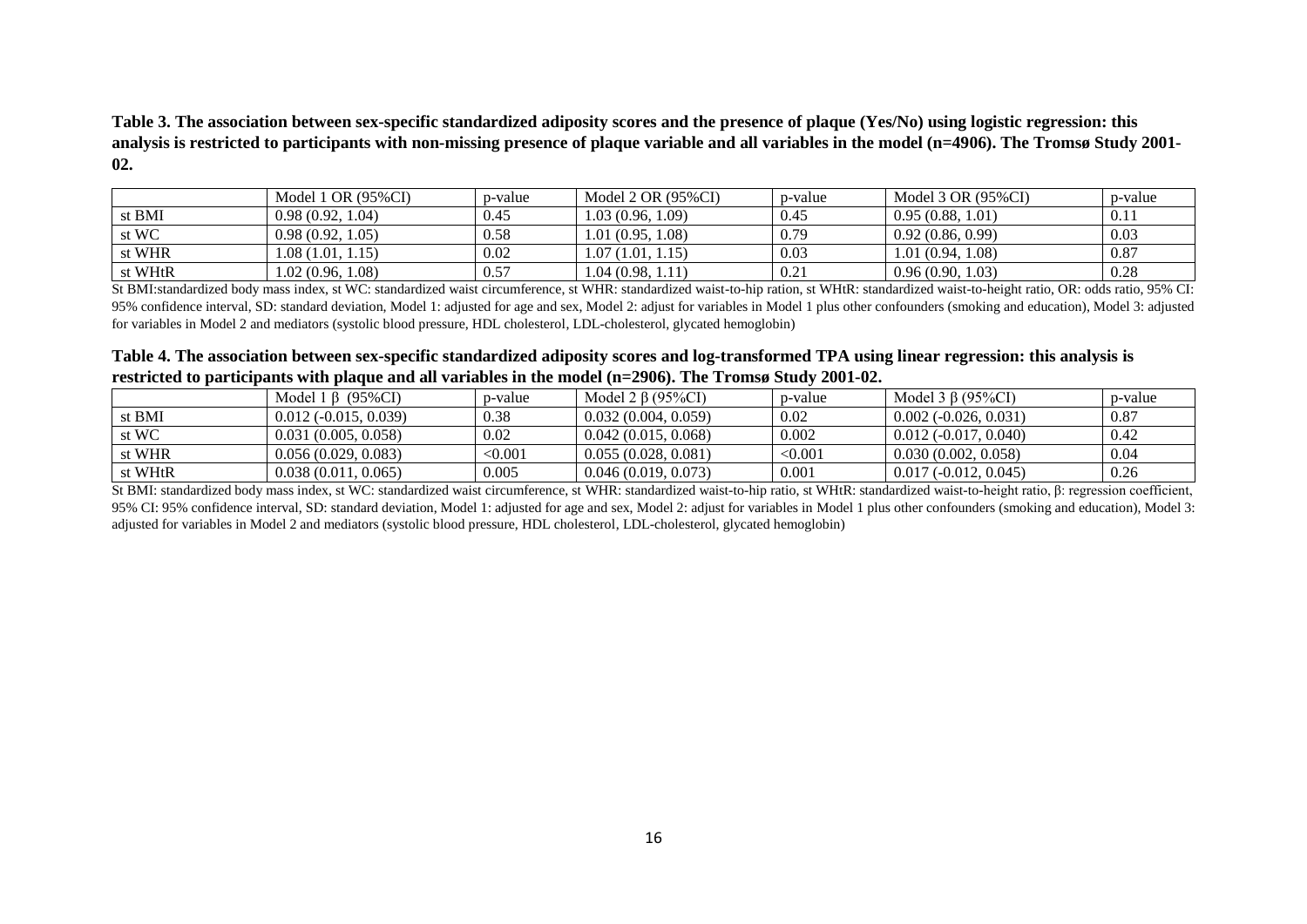**Table 3. The association between sex-specific standardized adiposity scores and the presence of plaque (Yes/No) using logistic regression: this analysis is restricted to participants with non-missing presence of plaque variable and all variables in the model (n=4906). The Tromsø Study 2001-02.**

| | Model 1 OR (95%CI) | p-value | Model 2 OR (95%CI) | p-value | Model 3 OR (95%CI) | p-value |
|---|---|---|---|---|---|---|
| st BMI | 0.98 (0.92, 1.04) | 0.45 | 1.03 (0.96, 1.09) | 0.45 | 0.95 (0.88, 1.01) | 0.11 |
| st WC | 0.98 (0.92, 1.05) | 0.58 | 1.01 (0.95, 1.08) | 0.79 | 0.92 (0.86, 0.99) | 0.03 |
| st WHR | 1.08 (1.01, 1.15) | 0.02 | 1.07 (1.01, 1.15) | 0.03 | 1.01 (0.94, 1.08) | 0.87 |
| st WHtR | 1.02 (0.96, 1.08) | 0.57 | 1.04 (0.98, 1.11) | 0.21 | 0.96 (0.90, 1.03) | 0.28 |

St BMI:standardized body mass index, st WC: standardized waist circumference, st WHR: standardized waist-to-hip ration, st WHtR: standardized waist-to-height ratio, OR: odds ratio, 95% CI: 95% confidence interval, SD: standard deviation, Model 1: adjusted for age and sex, Model 2: adjust for variables in Model 1 plus other confounders (smoking and education), Model 3: adjusted for variables in Model 2 and mediators (systolic blood pressure, HDL cholesterol, LDL-cholesterol, glycated hemoglobin)

**Table 4. The association between sex-specific standardized adiposity scores and log-transformed TPA using linear regression: this analysis is restricted to participants with plaque and all variables in the model (n=2906). The Tromsø Study 2001-02.**

| | Model 1 β (95%CI) | p-value | Model 2 β (95%CI) | p-value | Model 3 β (95%CI) | p-value |
|---|---|---|---|---|---|---|
| st BMI | 0.012 (-0.015, 0.039) | 0.38 | 0.032 (0.004, 0.059) | 0.02 | 0.002 (-0.026, 0.031) | 0.87 |
| st WC | 0.031 (0.005, 0.058) | 0.02 | 0.042 (0.015, 0.068) | 0.002 | 0.012 (-0.017, 0.040) | 0.42 |
| st WHR | 0.056 (0.029, 0.083) | <0.001 | 0.055 (0.028, 0.081) | <0.001 | 0.030 (0.002, 0.058) | 0.04 |
| st WHtR | 0.038 (0.011, 0.065) | 0.005 | 0.046 (0.019, 0.073) | 0.001 | 0.017 (-0.012, 0.045) | 0.26 |

St BMI: standardized body mass index, st WC: standardized waist circumference, st WHR: standardized waist-to-hip ratio, st WHtR: standardized waist-to-height ratio, β: regression coefficient, 95% CI: 95% confidence interval, SD: standard deviation, Model 1: adjusted for age and sex, Model 2: adjust for variables in Model 1 plus other confounders (smoking and education), Model 3: adjusted for variables in Model 2 and mediators (systolic blood pressure, HDL cholesterol, LDL-cholesterol, glycated hemoglobin)